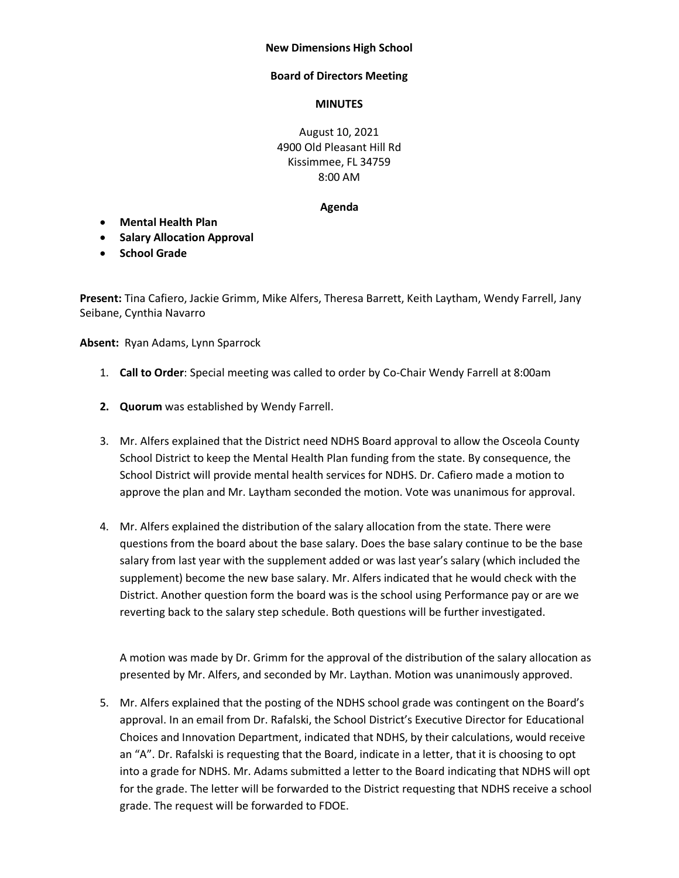**New Dimensions High School**

**Board of Directors Meeting**

**MINUTES**

August 10, 2021
4900 Old Pleasant Hill Rd
Kissimmee, FL 34759
8:00 AM

**Agenda**

- **Mental Health Plan**
- **Salary Allocation Approval**
- **School Grade**

**Present:** Tina Cafiero, Jackie Grimm, Mike Alfers, Theresa Barrett, Keith Laytham, Wendy Farrell, Jany Seibane, Cynthia Navarro

**Absent:** Ryan Adams, Lynn Sparrock

1. **Call to Order**: Special meeting was called to order by Co-Chair Wendy Farrell at 8:00am

2. **Quorum** was established by Wendy Farrell.

3. Mr. Alfers explained that the District need NDHS Board approval to allow the Osceola County School District to keep the Mental Health Plan funding from the state. By consequence, the School District will provide mental health services for NDHS. Dr. Cafiero made a motion to approve the plan and Mr. Laytham seconded the motion. Vote was unanimous for approval.

4. Mr. Alfers explained the distribution of the salary allocation from the state. There were questions from the board about the base salary. Does the base salary continue to be the base salary from last year with the supplement added or was last year's salary (which included the supplement) become the new base salary. Mr. Alfers indicated that he would check with the District. Another question form the board was is the school using Performance pay or are we reverting back to the salary step schedule. Both questions will be further investigated.

   A motion was made by Dr. Grimm for the approval of the distribution of the salary allocation as presented by Mr. Alfers, and seconded by Mr. Laythan. Motion was unanimously approved.

5. Mr. Alfers explained that the posting of the NDHS school grade was contingent on the Board's approval. In an email from Dr. Rafalski, the School District's Executive Director for Educational Choices and Innovation Department, indicated that NDHS, by their calculations, would receive an "A". Dr. Rafalski is requesting that the Board, indicate in a letter, that it is choosing to opt into a grade for NDHS. Mr. Adams submitted a letter to the Board indicating that NDHS will opt for the grade. The letter will be forwarded to the District requesting that NDHS receive a school grade. The request will be forwarded to FDOE.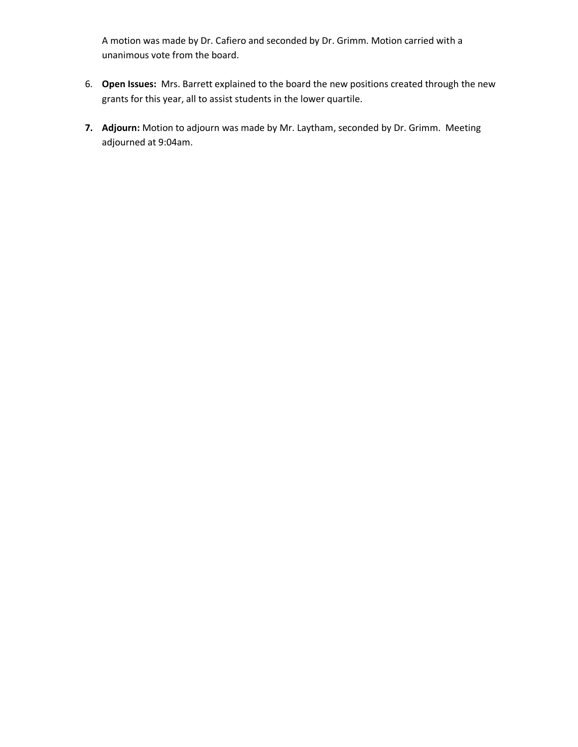A motion was made by Dr. Cafiero and seconded by Dr. Grimm. Motion carried with a unanimous vote from the board.

6. **Open Issues:** Mrs. Barrett explained to the board the new positions created through the new grants for this year, all to assist students in the lower quartile.

7. **Adjourn:** Motion to adjourn was made by Mr. Laytham, seconded by Dr. Grimm. Meeting adjourned at 9:04am.